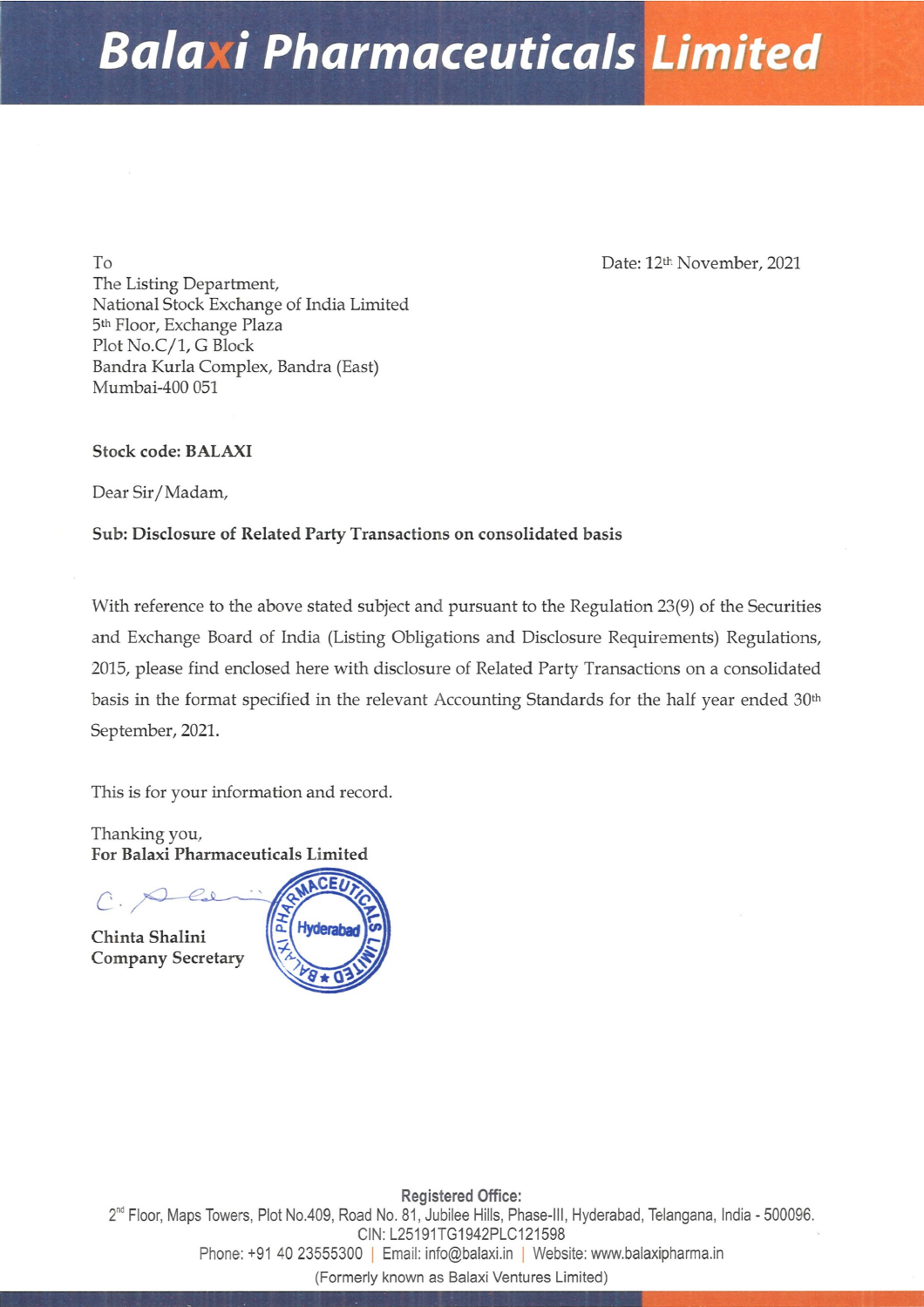# Balaxi Pharmaceuticals Limited

To
The Listing Department,
National Stock Exchange of India Limited
5th Floor, Exchange Plaza
Plot No.C/1, G Block
Bandra Kurla Complex, Bandra (East)
Mumbai-400 051

Date: 12th November, 2021

**Stock code: BALAXI**

Dear Sir/Madam,

**Sub: Disclosure of Related Party Transactions on consolidated basis**

With reference to the above stated subject and pursuant to the Regulation 23(9) of the Securities and Exchange Board of India (Listing Obligations and Disclosure Requirements) Regulations, 2015, please find enclosed here with disclosure of Related Party Transactions on a consolidated basis in the format specified in the relevant Accounting Standards for the half year ended 30th September, 2021.

This is for your information and record.

Thanking you,
**For Balaxi Pharmaceuticals Limited**

**Chinta Shalini**
**Company Secretary**

**Registered Office:**
2nd Floor, Maps Towers, Plot No.409, Road No. 81, Jubilee Hills, Phase-III, Hyderabad, Telangana, India - 500096.
CIN: L25191TG1942PLC121598
Phone: +91 40 23555300 | Email: info@balaxi.in | Website: www.balaxipharma.in
(Formerly known as Balaxi Ventures Limited)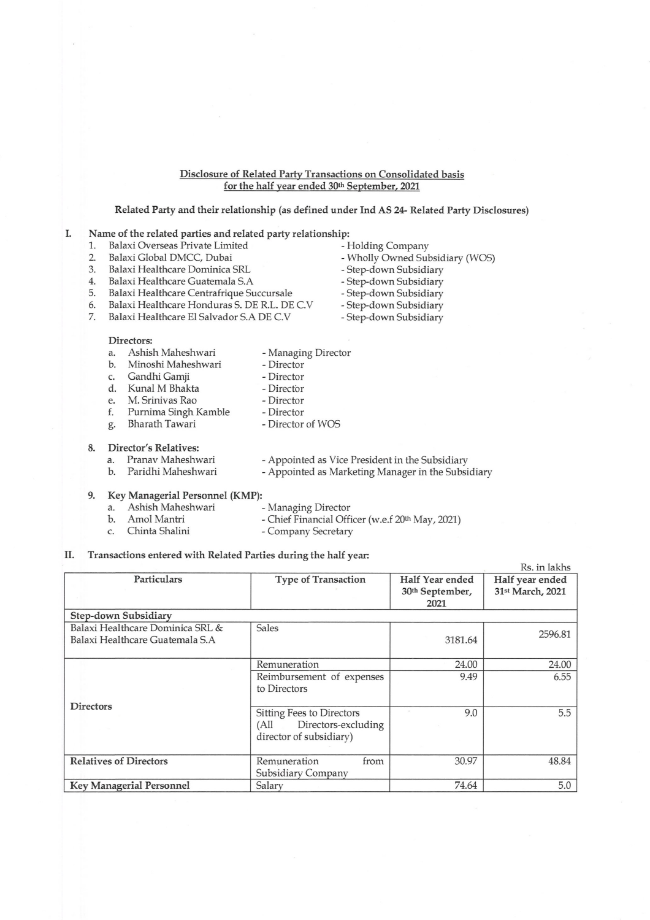## Disclosure of Related Party Transactions on Consolidated basis for the half year ended 30th September, 2021

**Related Party and their relationship (as defined under Ind AS 24- Related Party Disclosures)**

**I. Name of the related parties and related party relationship:**

1. Balaxi Overseas Private Limited - Holding Company
2. Balaxi Global DMCC, Dubai - Wholly Owned Subsidiary (WOS)
3. Balaxi Healthcare Dominica SRL - Step-down Subsidiary
4. Balaxi Healthcare Guatemala S.A - Step-down Subsidiary
5. Balaxi Healthcare Centrafrique Succursale - Step-down Subsidiary
6. Balaxi Healthcare Honduras S. DE R.L. DE C.V - Step-down Subsidiary
7. Balaxi Healthcare El Salvador S.A DE C.V - Step-down Subsidiary

**Directors:**

a. Ashish Maheshwari - Managing Director
b. Minoshi Maheshwari - Director
c. Gandhi Gamji - Director
d. Kunal M Bhakta - Director
e. M. Srinivas Rao - Director
f. Purnima Singh Kamble - Director
g. Bharath Tawari - Director of WOS

8. **Director's Relatives:**

a. Pranav Maheshwari - Appointed as Vice President in the Subsidiary
b. Paridhi Maheshwari - Appointed as Marketing Manager in the Subsidiary

9. **Key Managerial Personnel (KMP):**

a. Ashish Maheshwari - Managing Director
b. Amol Mantri - Chief Financial Officer (w.e.f 20th May, 2021)
c. Chinta Shalini - Company Secretary

**II. Transactions entered with Related Parties during the half year:**

Rs. in lakhs

| Particulars | Type of Transaction | Half Year ended 30th September, 2021 | Half year ended 31st March, 2021 |
|---|---|---|---|
| **Step-down Subsidiary** | | | |
| Balaxi Healthcare Dominica SRL & Balaxi Healthcare Guatemala S.A | Sales | 3181.64 | 2596.81 |
| **Directors** | Remuneration | 24.00 | 24.00 |
| | Reimbursement of expenses to Directors | 9.49 | 6.55 |
| | Sitting Fees to Directors (All Directors-excluding director of subsidiary) | 9.0 | 5.5 |
| **Relatives of Directors** | Remuneration from Subsidiary Company | 30.97 | 48.84 |
| **Key Managerial Personnel** | Salary | 74.64 | 5.0 |